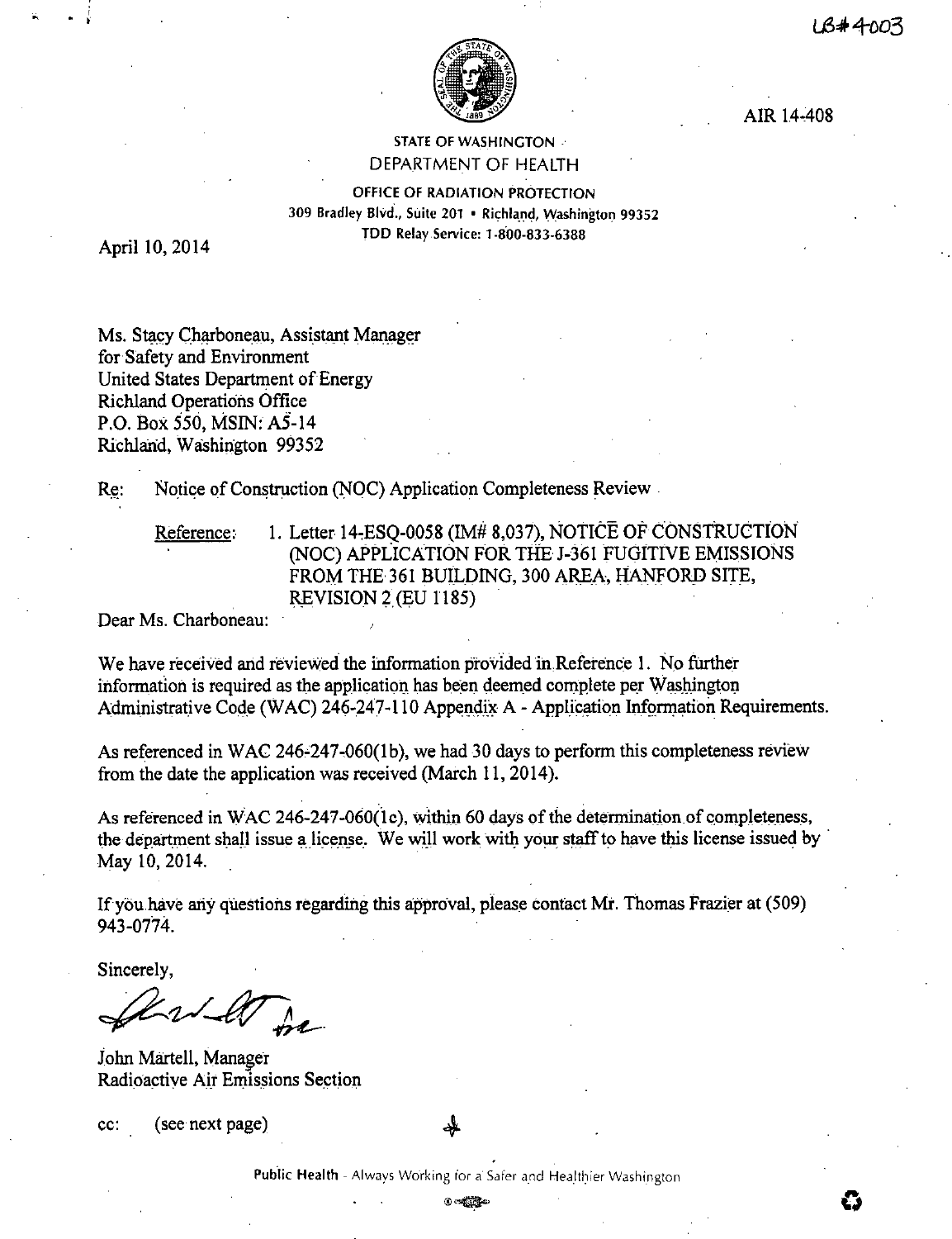LB#4003

AIR 14-408

STATE OF WASHINGTON
DEPARTMENT OF HEALTH

OFFICE OF RADIATION PROTECTION
309 Bradley Blvd., Suite 201 • Richland, Washington 99352
TDD Relay Service: 1-800-833-6388

April 10, 2014

Ms. Stacy Charboneau, Assistant Manager
for Safety and Environment
United States Department of Energy
Richland Operations Office
P.O. Box 550, MSIN: A5-14
Richland, Washington 99352

Re: Notice of Construction (NOC) Application Completeness Review

Reference: 1. Letter 14-ESQ-0058 (IM# 8,037), NOTICE OF CONSTRUCTION (NOC) APPLICATION FOR THE J-361 FUGITIVE EMISSIONS FROM THE 361 BUILDING, 300 AREA, HANFORD SITE, REVISION 2 (EU 1185)

Dear Ms. Charboneau:

We have received and reviewed the information provided in Reference 1. No further information is required as the application has been deemed complete per Washington Administrative Code (WAC) 246-247-110 Appendix A - Application Information Requirements.

As referenced in WAC 246-247-060(1b), we had 30 days to perform this completeness review from the date the application was received (March 11, 2014).

As referenced in WAC 246-247-060(1c), within 60 days of the determination of completeness, the department shall issue a license. We will work with your staff to have this license issued by May 10, 2014.

If you have any questions regarding this approval, please contact Mr. Thomas Frazier at (509) 943-0774.

Sincerely,

John Martell, Manager
Radioactive Air Emissions Section

cc: (see next page)

Public Health - Always Working for a Safer and Healthier Washington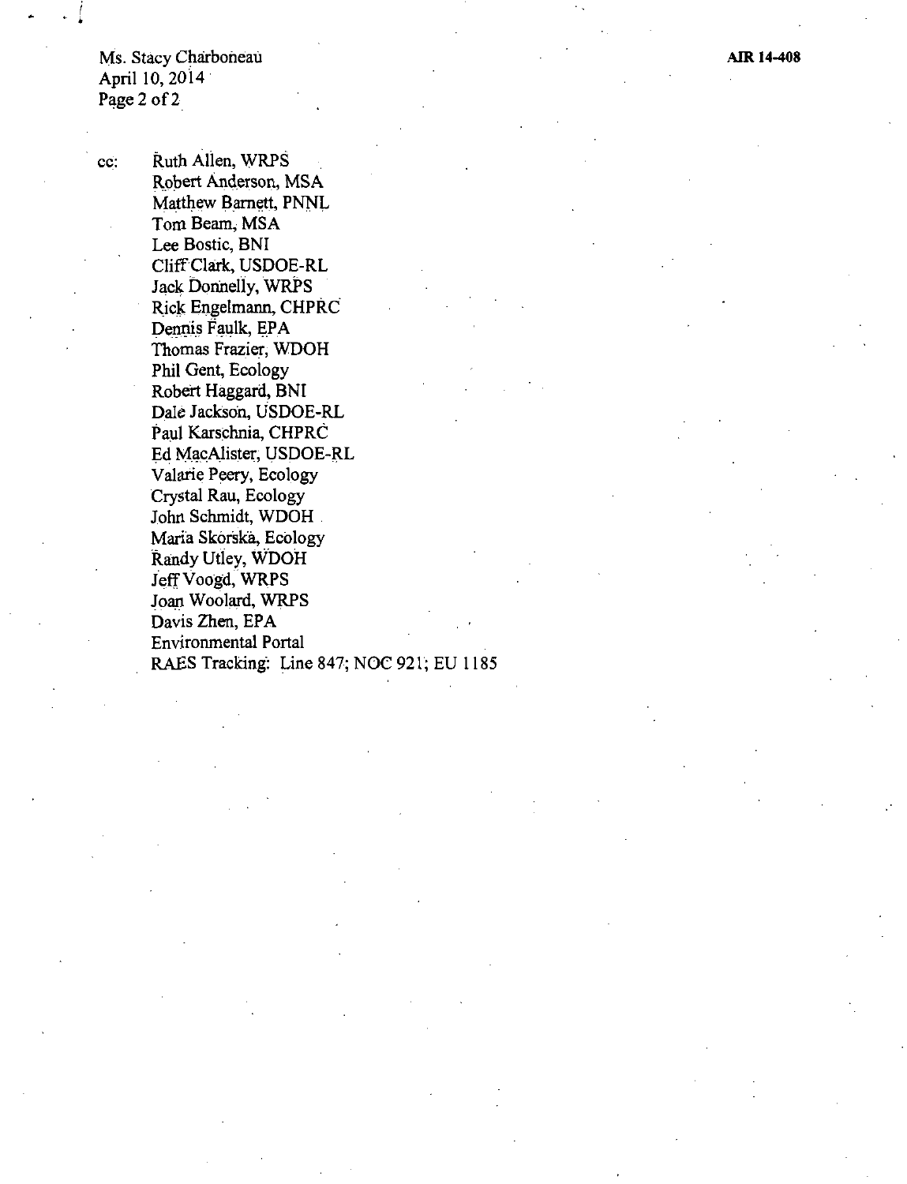cc: Ruth Allen, WRPS
Robert Anderson, MSA
Matthew Barnett, PNNL
Tom Beam, MSA
Lee Bostic, BNI
Cliff Clark, USDOE-RL
Jack Donnelly, WRPS
Rick Engelmann, CHPRC
Dennis Faulk, EPA
Thomas Frazier, WDOH
Phil Gent, Ecology
Robert Haggard, BNI
Dale Jackson, USDOE-RL
Paul Karschnia, CHPRC
Ed MacAlister, USDOE-RL
Valarie Peery, Ecology
Crystal Rau, Ecology
John Schmidt, WDOH
Maria Skorska, Ecology
Randy Utley, WDOH
Jeff Voogd, WRPS
Joan Woolard, WRPS
Davis Zhen, EPA
Environmental Portal
RAES Tracking: Line 847; NOC 921; EU 1185